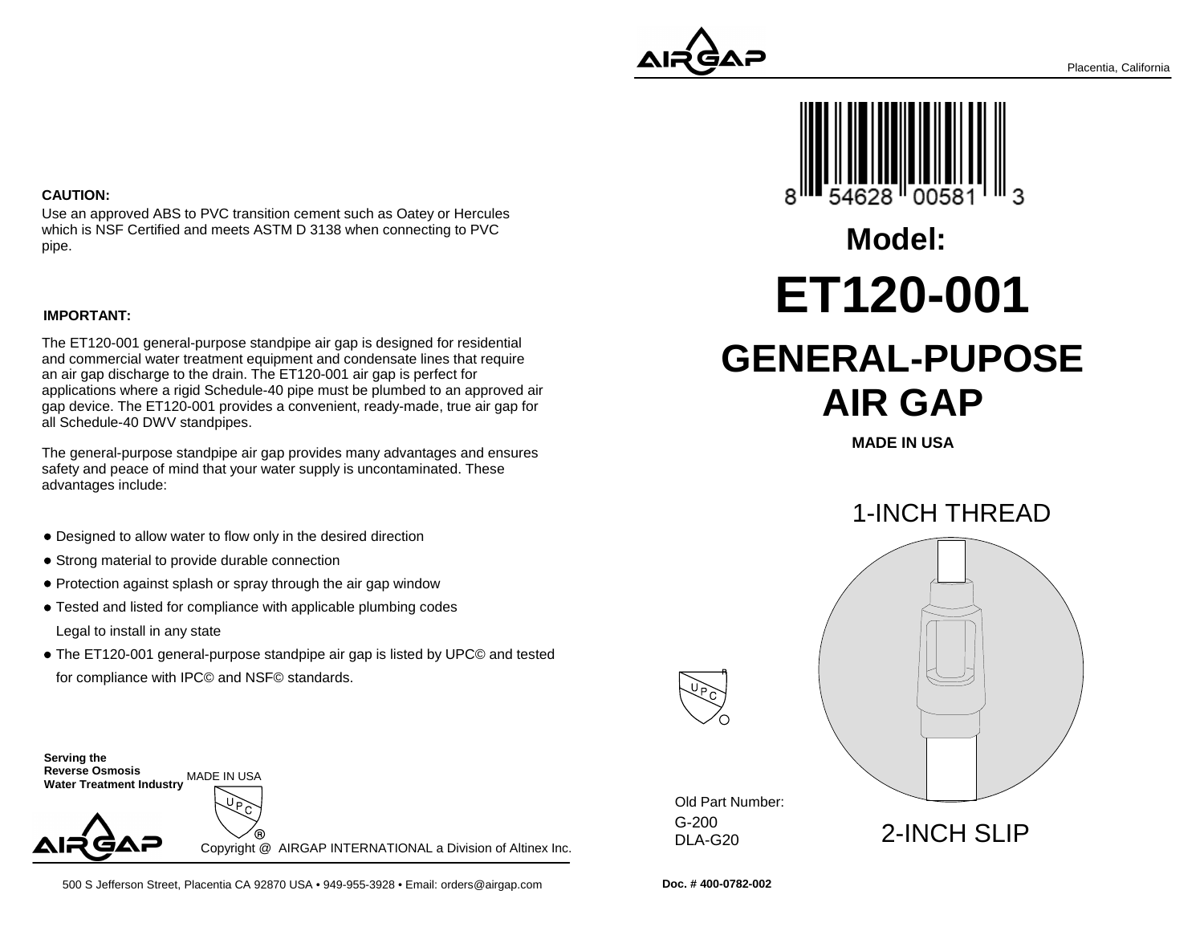Placenta, California

8 54628 00581 3

# Model:

# ET120-001

# GENERAL-PUPOSE AIR GAP

**MADE IN USA**

1-INCH THREAD

2-INCH SLIP

Old Part Number:
G-200
DLA-G20

**Doc. # 400-0782-002**

**CAUTION:**

Use an approved ABS to PVC transition cement such as Oatey or Hercules which is NSF Certified and meets ASTM D 3138 when connecting to PVC pipe.

**IMPORTANT:**

The ET120-001 general-purpose standpipe air gap is designed for residential and commercial water treatment equipment and condensate lines that require an air gap discharge to the drain. The ET120-001 air gap is perfect for applications where a rigid Schedule-40 pipe must be plumbed to an approved air gap device. The ET120-001 provides a convenient, ready-made, true air gap for all Schedule-40 DWV standpipes.

The general-purpose standpipe air gap provides many advantages and ensures safety and peace of mind that your water supply is uncontaminated. These advantages include:

- Designed to allow water to flow only in the desired direction
- Strong material to provide durable connection
- Protection against splash or spray through the air gap window
- Tested and listed for compliance with applicable plumbing codes
  Legal to install in any state
- The ET120-001 general-purpose standpipe air gap is listed by UPC© and tested for compliance with IPC© and NSF© standards.

**Serving the Reverse Osmosis Water Treatment Industry** MADE IN USA

Copyright @ AIRGAP INTERNATIONAL a Division of Altinex Inc.

500 S Jefferson Street, Placentia CA 92870 USA • 949-955-3928 • Email: orders@airgap.com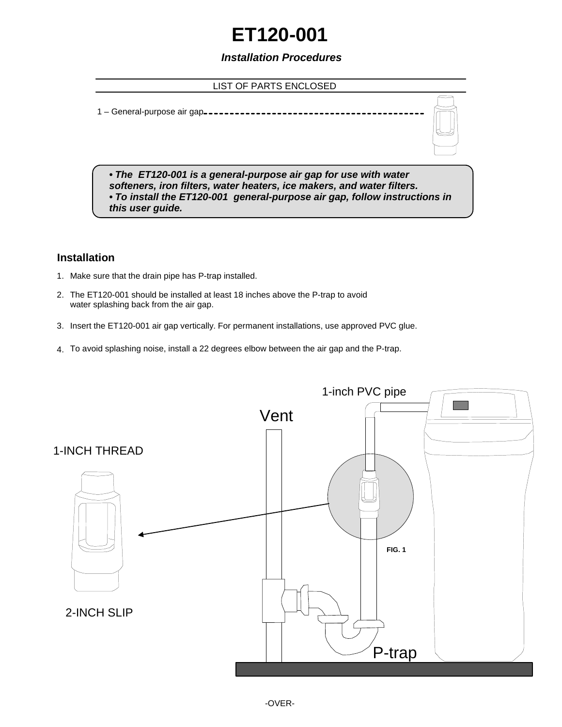# ET120-001

***Installation Procedures***

LIST OF PARTS ENCLOSED

1 – General-purpose air gap

> ***• The ET120-001 is a general-purpose air gap for use with water softeners, iron filters, water heaters, ice makers, and water filters.***
> ***• To install the ET120-001 general-purpose air gap, follow instructions in this user guide.***

## Installation

1. Make sure that the drain pipe has P-trap installed.
2. The ET120-001 should be installed at least 18 inches above the P-trap to avoid water splashing back from the air gap.
3. Insert the ET120-001 air gap vertically. For permanent installations, use approved PVC glue.
4. To avoid splashing noise, install a 22 degrees elbow between the air gap and the P-trap.

1-inch PVC pipe

Vent

1-INCH THREAD

2-INCH SLIP

FIG. 1

P-trap

-OVER-